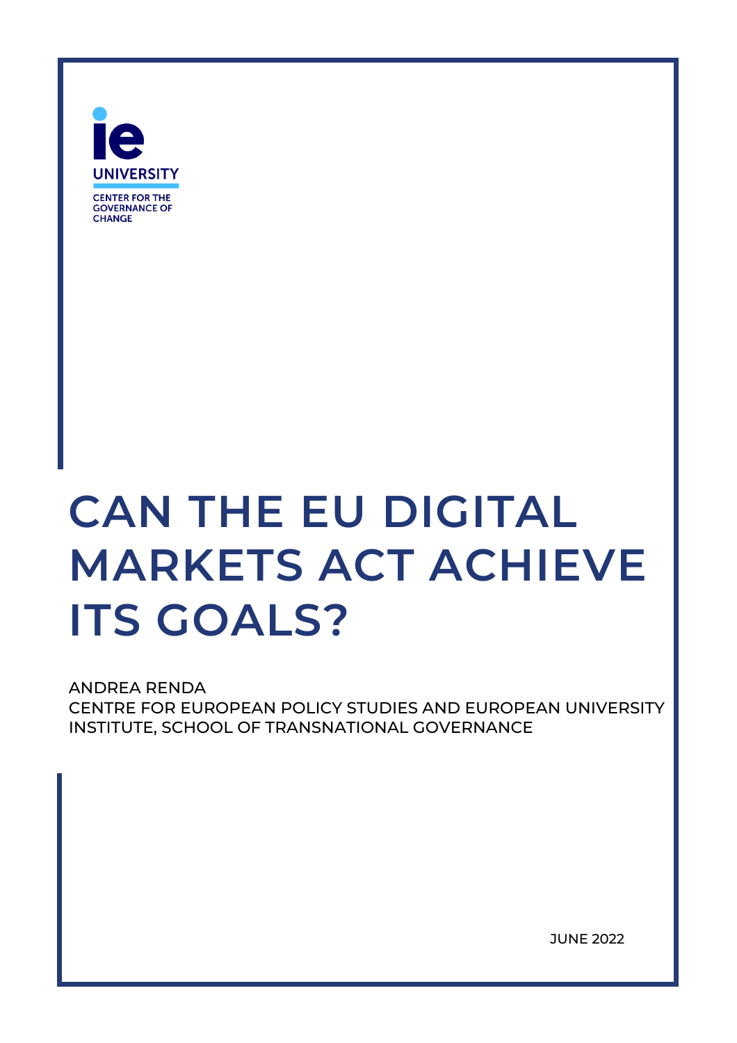IE UNIVERSITY
CENTER FOR THE GOVERNANCE OF CHANGE

# CAN THE EU DIGITAL MARKETS ACT ACHIEVE ITS GOALS?

ANDREA RENDA
CENTRE FOR EUROPEAN POLICY STUDIES AND EUROPEAN UNIVERSITY INSTITUTE, SCHOOL OF TRANSNATIONAL GOVERNANCE

JUNE 2022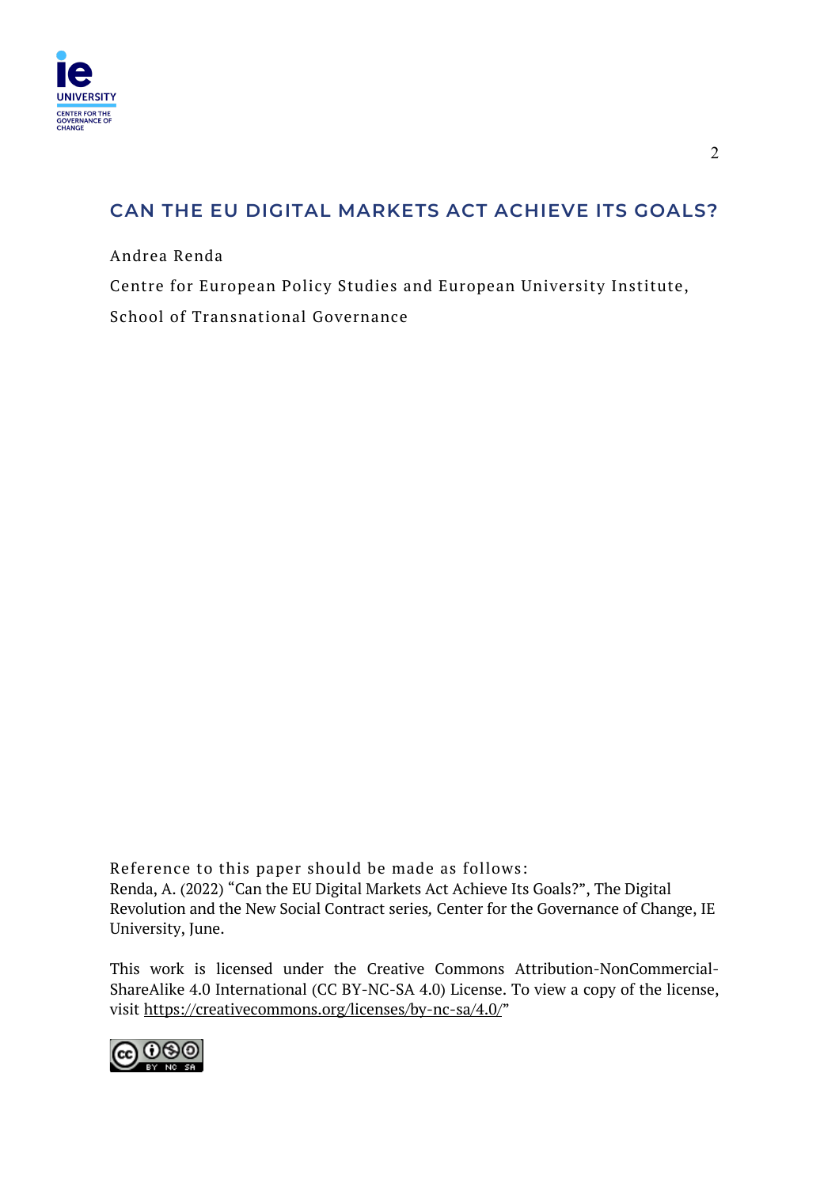## CAN THE EU DIGITAL MARKETS ACT ACHIEVE ITS GOALS?

Andrea Renda

Centre for European Policy Studies and European University Institute, School of Transnational Governance

Reference to this paper should be made as follows:
Renda, A. (2022) "Can the EU Digital Markets Act Achieve Its Goals?", The Digital Revolution and the New Social Contract series*,* Center for the Governance of Change, IE University, June.

This work is licensed under the Creative Commons Attribution-NonCommercial-ShareAlike 4.0 International (CC BY-NC-SA 4.0) License. To view a copy of the license, visit https://creativecommons.org/licenses/by-nc-sa/4.0/"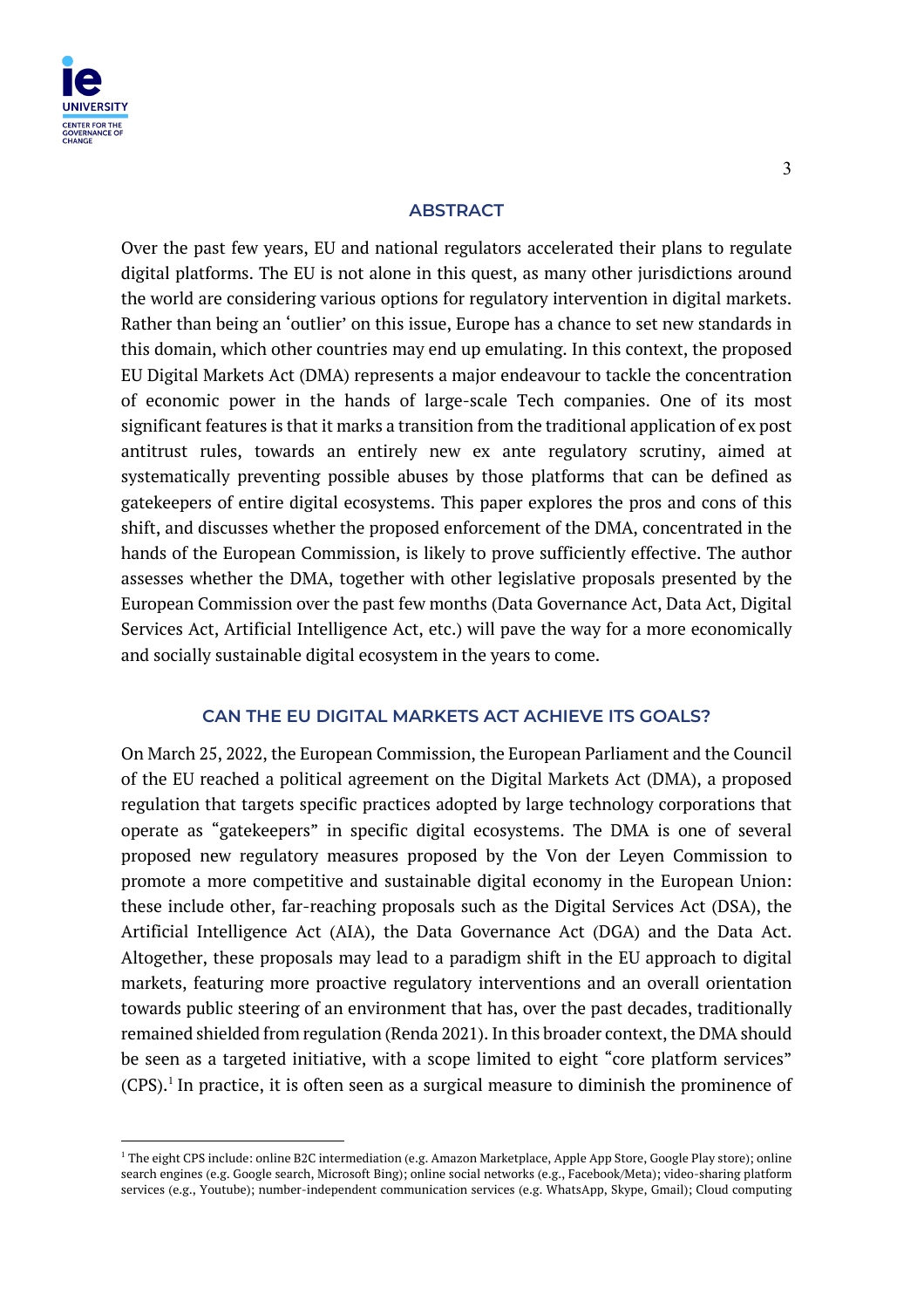## ABSTRACT

Over the past few years, EU and national regulators accelerated their plans to regulate digital platforms. The EU is not alone in this quest, as many other jurisdictions around the world are considering various options for regulatory intervention in digital markets. Rather than being an 'outlier' on this issue, Europe has a chance to set new standards in this domain, which other countries may end up emulating. In this context, the proposed EU Digital Markets Act (DMA) represents a major endeavour to tackle the concentration of economic power in the hands of large-scale Tech companies. One of its most significant features is that it marks a transition from the traditional application of ex post antitrust rules, towards an entirely new ex ante regulatory scrutiny, aimed at systematically preventing possible abuses by those platforms that can be defined as gatekeepers of entire digital ecosystems. This paper explores the pros and cons of this shift, and discusses whether the proposed enforcement of the DMA, concentrated in the hands of the European Commission, is likely to prove sufficiently effective. The author assesses whether the DMA, together with other legislative proposals presented by the European Commission over the past few months (Data Governance Act, Data Act, Digital Services Act, Artificial Intelligence Act, etc.) will pave the way for a more economically and socially sustainable digital ecosystem in the years to come.

## CAN THE EU DIGITAL MARKETS ACT ACHIEVE ITS GOALS?

On March 25, 2022, the European Commission, the European Parliament and the Council of the EU reached a political agreement on the Digital Markets Act (DMA), a proposed regulation that targets specific practices adopted by large technology corporations that operate as "gatekeepers" in specific digital ecosystems. The DMA is one of several proposed new regulatory measures proposed by the Von der Leyen Commission to promote a more competitive and sustainable digital economy in the European Union: these include other, far-reaching proposals such as the Digital Services Act (DSA), the Artificial Intelligence Act (AIA), the Data Governance Act (DGA) and the Data Act. Altogether, these proposals may lead to a paradigm shift in the EU approach to digital markets, featuring more proactive regulatory interventions and an overall orientation towards public steering of an environment that has, over the past decades, traditionally remained shielded from regulation (Renda 2021). In this broader context, the DMA should be seen as a targeted initiative, with a scope limited to eight "core platform services" (CPS).[1] In practice, it is often seen as a surgical measure to diminish the prominence of

---

[1] The eight CPS include: online B2C intermediation (e.g. Amazon Marketplace, Apple App Store, Google Play store); online search engines (e.g. Google search, Microsoft Bing); online social networks (e.g., Facebook/Meta); video-sharing platform services (e.g., Youtube); number-independent communication services (e.g. WhatsApp, Skype, Gmail); Cloud computing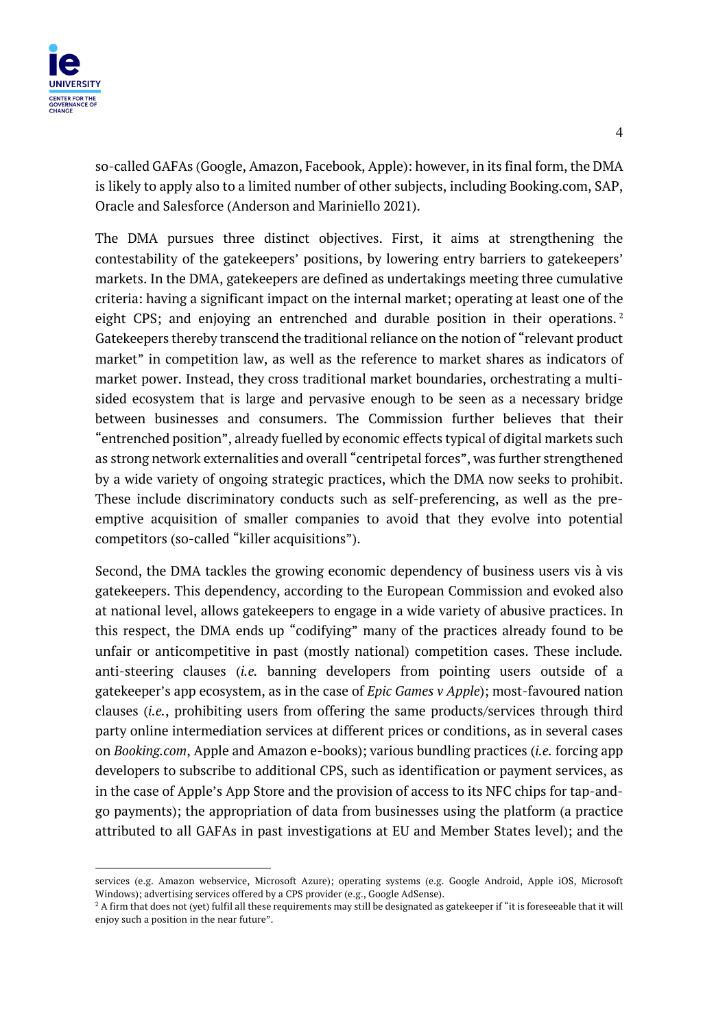so-called GAFAs (Google, Amazon, Facebook, Apple): however, in its final form, the DMA is likely to apply also to a limited number of other subjects, including Booking.com, SAP, Oracle and Salesforce (Anderson and Mariniello 2021).

The DMA pursues three distinct objectives. First, it aims at strengthening the contestability of the gatekeepers' positions, by lowering entry barriers to gatekeepers' markets. In the DMA, gatekeepers are defined as undertakings meeting three cumulative criteria: having a significant impact on the internal market; operating at least one of the eight CPS; and enjoying an entrenched and durable position in their operations.[2] Gatekeepers thereby transcend the traditional reliance on the notion of "relevant product market" in competition law, as well as the reference to market shares as indicators of market power. Instead, they cross traditional market boundaries, orchestrating a multi-sided ecosystem that is large and pervasive enough to be seen as a necessary bridge between businesses and consumers. The Commission further believes that their "entrenched position", already fuelled by economic effects typical of digital markets such as strong network externalities and overall "centripetal forces", was further strengthened by a wide variety of ongoing strategic practices, which the DMA now seeks to prohibit. These include discriminatory conducts such as self-preferencing, as well as the pre-emptive acquisition of smaller companies to avoid that they evolve into potential competitors (so-called "killer acquisitions").

Second, the DMA tackles the growing economic dependency of business users vis à vis gatekeepers. This dependency, according to the European Commission and evoked also at national level, allows gatekeepers to engage in a wide variety of abusive practices. In this respect, the DMA ends up "codifying" many of the practices already found to be unfair or anticompetitive in past (mostly national) competition cases. These include. anti-steering clauses (*i.e.* banning developers from pointing users outside of a gatekeeper's app ecosystem, as in the case of *Epic Games v Apple*); most-favoured nation clauses (*i.e.*, prohibiting users from offering the same products/services through third party online intermediation services at different prices or conditions, as in several cases on *Booking.com*, Apple and Amazon e-books); various bundling practices (*i.e.* forcing app developers to subscribe to additional CPS, such as identification or payment services, as in the case of Apple's App Store and the provision of access to its NFC chips for tap-and-go payments); the appropriation of data from businesses using the platform (a practice attributed to all GAFAs in past investigations at EU and Member States level); and the

---

services (e.g. Amazon webservice, Microsoft Azure); operating systems (e.g. Google Android, Apple iOS, Microsoft Windows); advertising services offered by a CPS provider (e.g., Google AdSense).

[2] A firm that does not (yet) fulfil all these requirements may still be designated as gatekeeper if "it is foreseeable that it will enjoy such a position in the near future".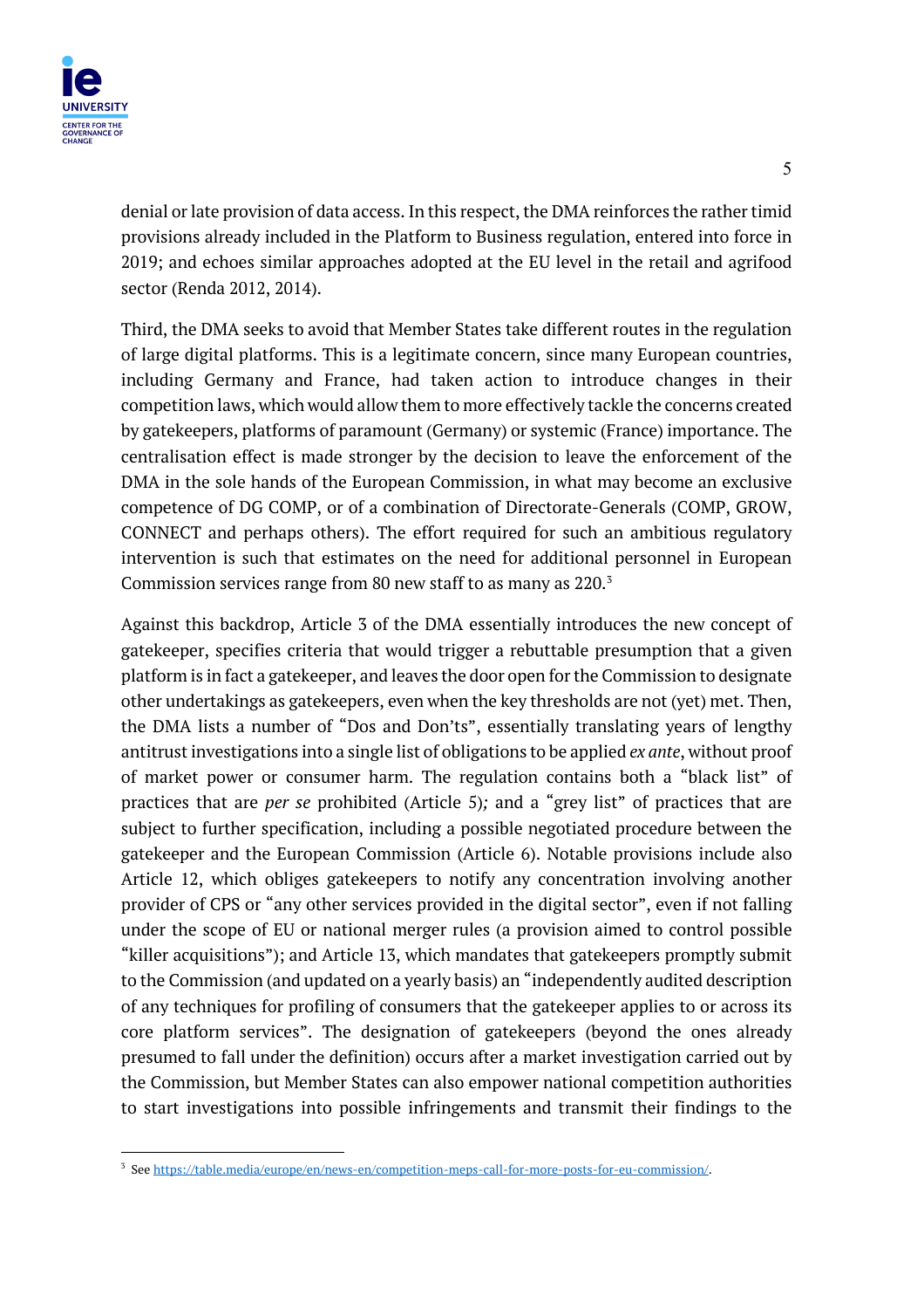denial or late provision of data access. In this respect, the DMA reinforces the rather timid provisions already included in the Platform to Business regulation, entered into force in 2019; and echoes similar approaches adopted at the EU level in the retail and agrifood sector (Renda 2012, 2014).

Third, the DMA seeks to avoid that Member States take different routes in the regulation of large digital platforms. This is a legitimate concern, since many European countries, including Germany and France, had taken action to introduce changes in their competition laws, which would allow them to more effectively tackle the concerns created by gatekeepers, platforms of paramount (Germany) or systemic (France) importance. The centralisation effect is made stronger by the decision to leave the enforcement of the DMA in the sole hands of the European Commission, in what may become an exclusive competence of DG COMP, or of a combination of Directorate-Generals (COMP, GROW, CONNECT and perhaps others). The effort required for such an ambitious regulatory intervention is such that estimates on the need for additional personnel in European Commission services range from 80 new staff to as many as 220.[3]

Against this backdrop, Article 3 of the DMA essentially introduces the new concept of gatekeeper, specifies criteria that would trigger a rebuttable presumption that a given platform is in fact a gatekeeper, and leaves the door open for the Commission to designate other undertakings as gatekeepers, even when the key thresholds are not (yet) met. Then, the DMA lists a number of "Dos and Don'ts", essentially translating years of lengthy antitrust investigations into a single list of obligations to be applied *ex ante*, without proof of market power or consumer harm. The regulation contains both a "black list" of practices that are *per se* prohibited (Article 5); and a "grey list" of practices that are subject to further specification, including a possible negotiated procedure between the gatekeeper and the European Commission (Article 6). Notable provisions include also Article 12, which obliges gatekeepers to notify any concentration involving another provider of CPS or "any other services provided in the digital sector", even if not falling under the scope of EU or national merger rules (a provision aimed to control possible "killer acquisitions"); and Article 13, which mandates that gatekeepers promptly submit to the Commission (and updated on a yearly basis) an "independently audited description of any techniques for profiling of consumers that the gatekeeper applies to or across its core platform services". The designation of gatekeepers (beyond the ones already presumed to fall under the definition) occurs after a market investigation carried out by the Commission, but Member States can also empower national competition authorities to start investigations into possible infringements and transmit their findings to the

---

[3] See https://table.media/europe/en/news-en/competition-meps-call-for-more-posts-for-eu-commission/.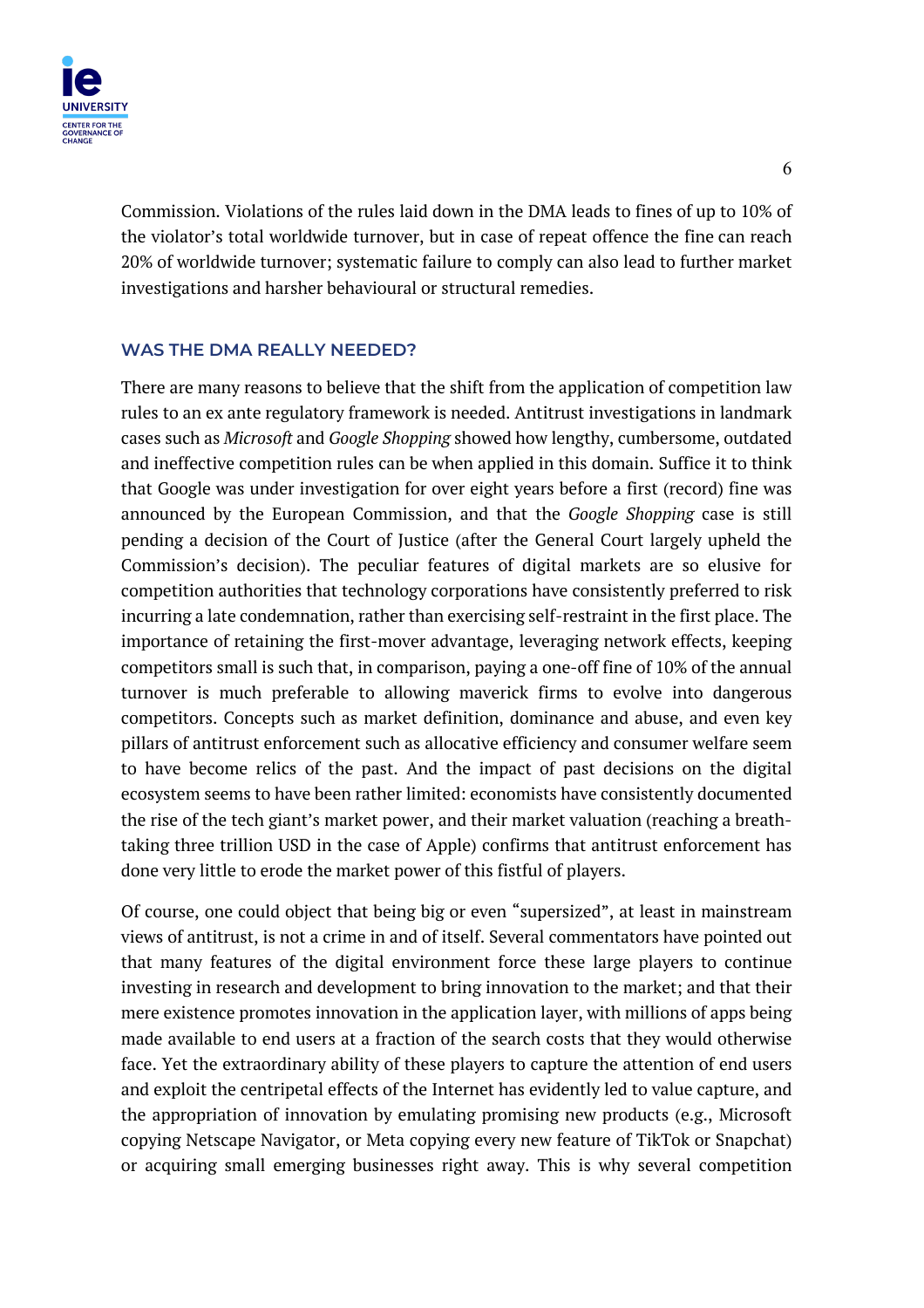Commission. Violations of the rules laid down in the DMA leads to fines of up to 10% of the violator's total worldwide turnover, but in case of repeat offence the fine can reach 20% of worldwide turnover; systematic failure to comply can also lead to further market investigations and harsher behavioural or structural remedies.

## WAS THE DMA REALLY NEEDED?

There are many reasons to believe that the shift from the application of competition law rules to an ex ante regulatory framework is needed. Antitrust investigations in landmark cases such as *Microsoft* and *Google Shopping* showed how lengthy, cumbersome, outdated and ineffective competition rules can be when applied in this domain. Suffice it to think that Google was under investigation for over eight years before a first (record) fine was announced by the European Commission, and that the *Google Shopping* case is still pending a decision of the Court of Justice (after the General Court largely upheld the Commission's decision). The peculiar features of digital markets are so elusive for competition authorities that technology corporations have consistently preferred to risk incurring a late condemnation, rather than exercising self-restraint in the first place. The importance of retaining the first-mover advantage, leveraging network effects, keeping competitors small is such that, in comparison, paying a one-off fine of 10% of the annual turnover is much preferable to allowing maverick firms to evolve into dangerous competitors. Concepts such as market definition, dominance and abuse, and even key pillars of antitrust enforcement such as allocative efficiency and consumer welfare seem to have become relics of the past. And the impact of past decisions on the digital ecosystem seems to have been rather limited: economists have consistently documented the rise of the tech giant's market power, and their market valuation (reaching a breath-taking three trillion USD in the case of Apple) confirms that antitrust enforcement has done very little to erode the market power of this fistful of players.

Of course, one could object that being big or even "supersized", at least in mainstream views of antitrust, is not a crime in and of itself. Several commentators have pointed out that many features of the digital environment force these large players to continue investing in research and development to bring innovation to the market; and that their mere existence promotes innovation in the application layer, with millions of apps being made available to end users at a fraction of the search costs that they would otherwise face. Yet the extraordinary ability of these players to capture the attention of end users and exploit the centripetal effects of the Internet has evidently led to value capture, and the appropriation of innovation by emulating promising new products (e.g., Microsoft copying Netscape Navigator, or Meta copying every new feature of TikTok or Snapchat) or acquiring small emerging businesses right away. This is why several competition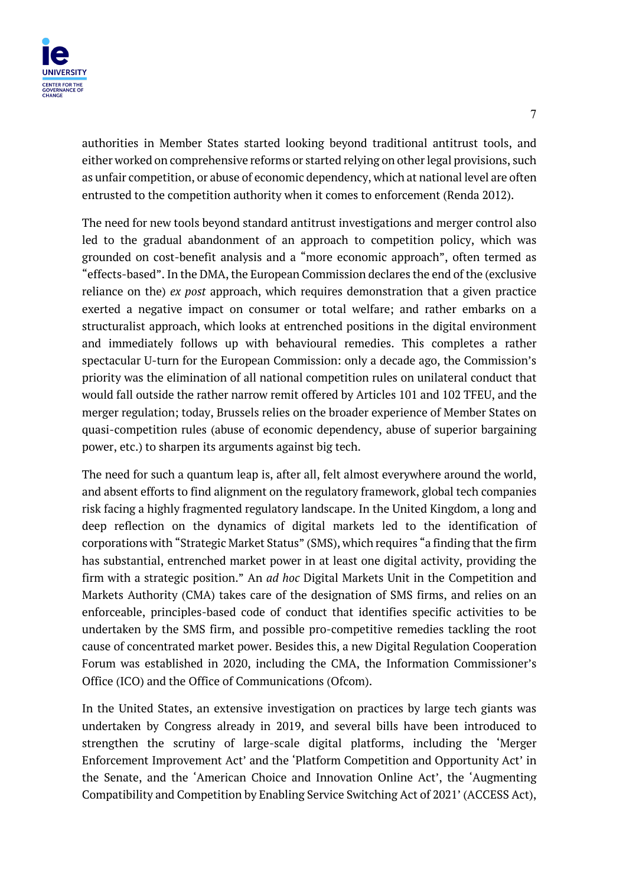authorities in Member States started looking beyond traditional antitrust tools, and either worked on comprehensive reforms or started relying on other legal provisions, such as unfair competition, or abuse of economic dependency, which at national level are often entrusted to the competition authority when it comes to enforcement (Renda 2012).

The need for new tools beyond standard antitrust investigations and merger control also led to the gradual abandonment of an approach to competition policy, which was grounded on cost-benefit analysis and a "more economic approach", often termed as "effects-based". In the DMA, the European Commission declares the end of the (exclusive reliance on the) *ex post* approach, which requires demonstration that a given practice exerted a negative impact on consumer or total welfare; and rather embarks on a structuralist approach, which looks at entrenched positions in the digital environment and immediately follows up with behavioural remedies. This completes a rather spectacular U-turn for the European Commission: only a decade ago, the Commission's priority was the elimination of all national competition rules on unilateral conduct that would fall outside the rather narrow remit offered by Articles 101 and 102 TFEU, and the merger regulation; today, Brussels relies on the broader experience of Member States on quasi-competition rules (abuse of economic dependency, abuse of superior bargaining power, etc.) to sharpen its arguments against big tech.

The need for such a quantum leap is, after all, felt almost everywhere around the world, and absent efforts to find alignment on the regulatory framework, global tech companies risk facing a highly fragmented regulatory landscape. In the United Kingdom, a long and deep reflection on the dynamics of digital markets led to the identification of corporations with "Strategic Market Status" (SMS), which requires "a finding that the firm has substantial, entrenched market power in at least one digital activity, providing the firm with a strategic position." An *ad hoc* Digital Markets Unit in the Competition and Markets Authority (CMA) takes care of the designation of SMS firms, and relies on an enforceable, principles-based code of conduct that identifies specific activities to be undertaken by the SMS firm, and possible pro-competitive remedies tackling the root cause of concentrated market power. Besides this, a new Digital Regulation Cooperation Forum was established in 2020, including the CMA, the Information Commissioner's Office (ICO) and the Office of Communications (Ofcom).

In the United States, an extensive investigation on practices by large tech giants was undertaken by Congress already in 2019, and several bills have been introduced to strengthen the scrutiny of large-scale digital platforms, including the 'Merger Enforcement Improvement Act' and the 'Platform Competition and Opportunity Act' in the Senate, and the 'American Choice and Innovation Online Act', the 'Augmenting Compatibility and Competition by Enabling Service Switching Act of 2021' (ACCESS Act),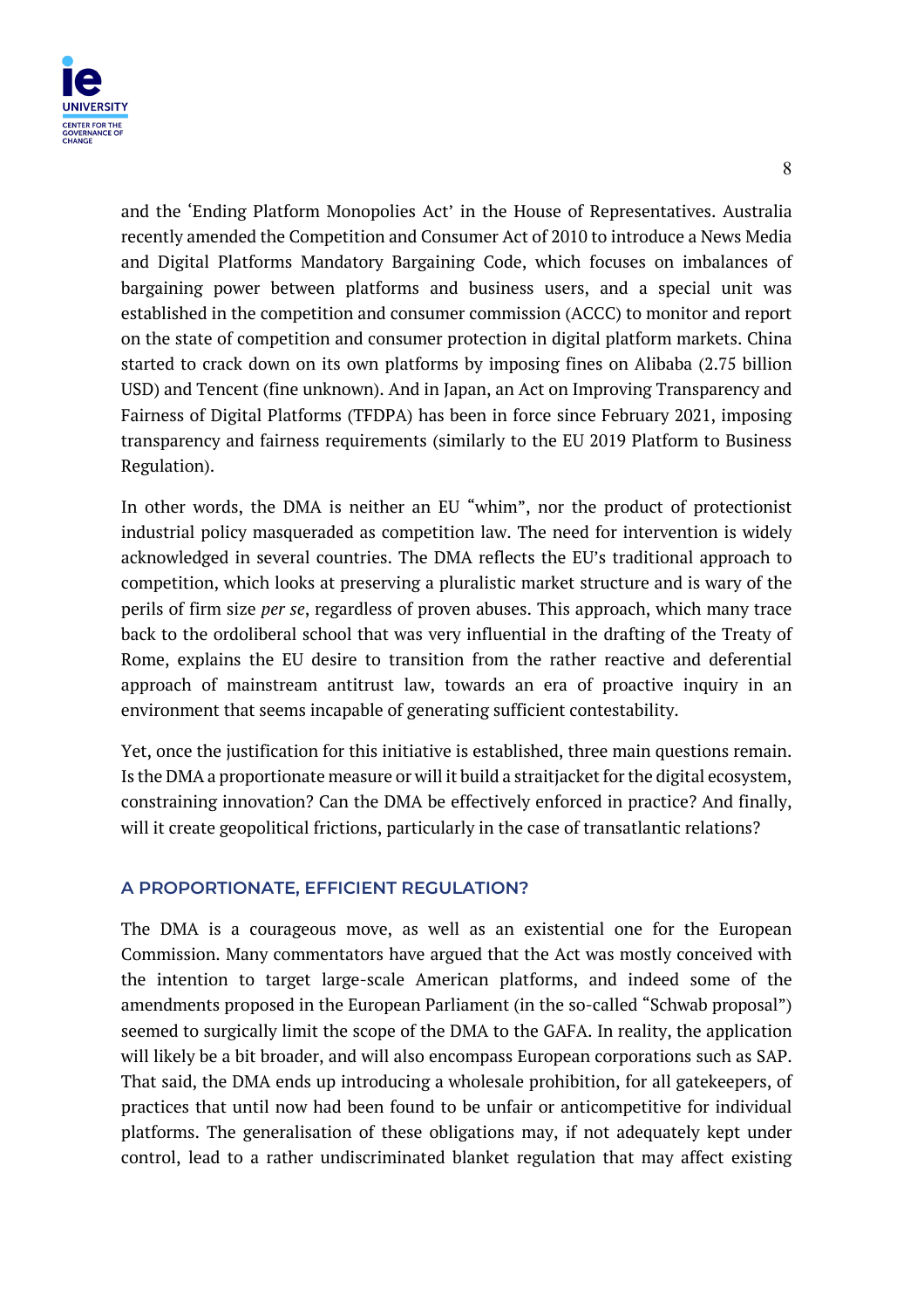and the ‘Ending Platform Monopolies Act’ in the House of Representatives. Australia recently amended the Competition and Consumer Act of 2010 to introduce a News Media and Digital Platforms Mandatory Bargaining Code, which focuses on imbalances of bargaining power between platforms and business users, and a special unit was established in the competition and consumer commission (ACCC) to monitor and report on the state of competition and consumer protection in digital platform markets. China started to crack down on its own platforms by imposing fines on Alibaba (2.75 billion USD) and Tencent (fine unknown). And in Japan, an Act on Improving Transparency and Fairness of Digital Platforms (TFDPA) has been in force since February 2021, imposing transparency and fairness requirements (similarly to the EU 2019 Platform to Business Regulation).

In other words, the DMA is neither an EU “whim”, nor the product of protectionist industrial policy masqueraded as competition law. The need for intervention is widely acknowledged in several countries. The DMA reflects the EU’s traditional approach to competition, which looks at preserving a pluralistic market structure and is wary of the perils of firm size *per se*, regardless of proven abuses. This approach, which many trace back to the ordoliberal school that was very influential in the drafting of the Treaty of Rome, explains the EU desire to transition from the rather reactive and deferential approach of mainstream antitrust law, towards an era of proactive inquiry in an environment that seems incapable of generating sufficient contestability.

Yet, once the justification for this initiative is established, three main questions remain. Is the DMA a proportionate measure or will it build a straitjacket for the digital ecosystem, constraining innovation? Can the DMA be effectively enforced in practice? And finally, will it create geopolitical frictions, particularly in the case of transatlantic relations?

## A PROPORTIONATE, EFFICIENT REGULATION?

The DMA is a courageous move, as well as an existential one for the European Commission. Many commentators have argued that the Act was mostly conceived with the intention to target large-scale American platforms, and indeed some of the amendments proposed in the European Parliament (in the so-called “Schwab proposal”) seemed to surgically limit the scope of the DMA to the GAFA. In reality, the application will likely be a bit broader, and will also encompass European corporations such as SAP. That said, the DMA ends up introducing a wholesale prohibition, for all gatekeepers, of practices that until now had been found to be unfair or anticompetitive for individual platforms. The generalisation of these obligations may, if not adequately kept under control, lead to a rather undiscriminated blanket regulation that may affect existing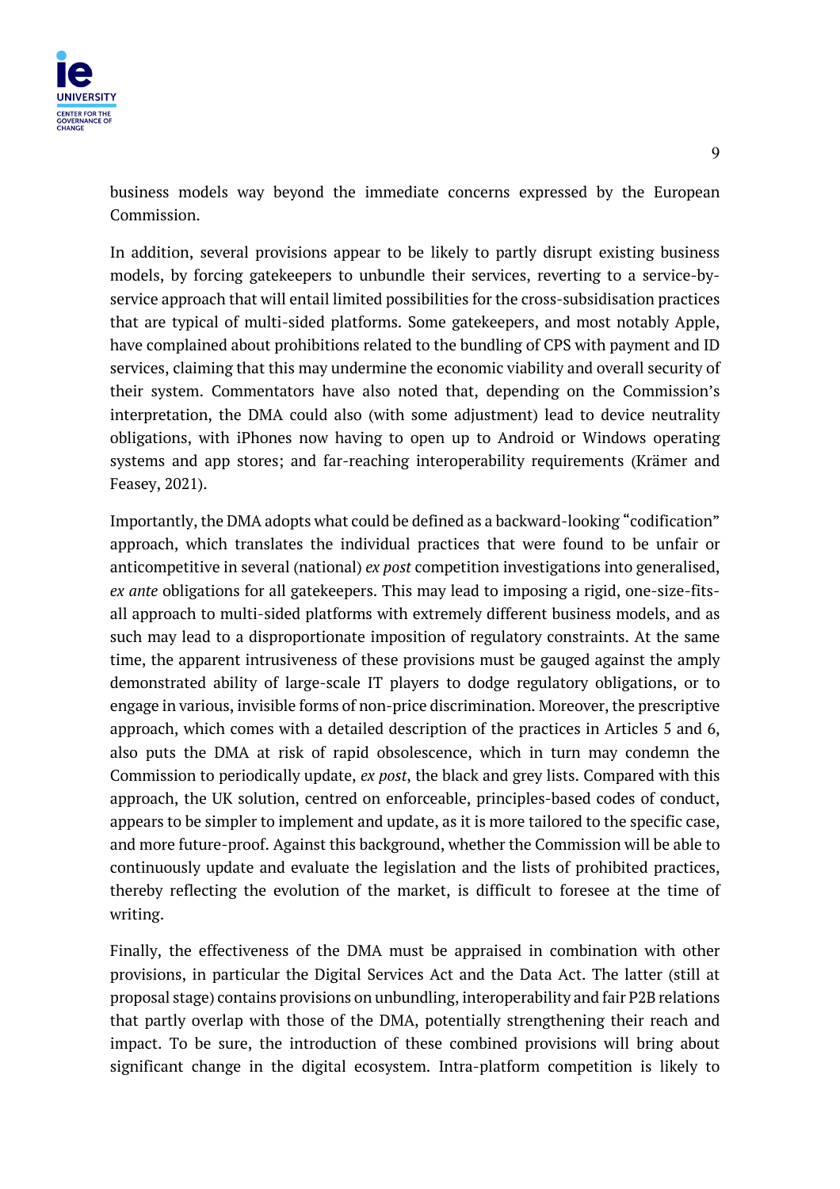business models way beyond the immediate concerns expressed by the European Commission.

In addition, several provisions appear to be likely to partly disrupt existing business models, by forcing gatekeepers to unbundle their services, reverting to a service-by-service approach that will entail limited possibilities for the cross-subsidisation practices that are typical of multi-sided platforms. Some gatekeepers, and most notably Apple, have complained about prohibitions related to the bundling of CPS with payment and ID services, claiming that this may undermine the economic viability and overall security of their system. Commentators have also noted that, depending on the Commission's interpretation, the DMA could also (with some adjustment) lead to device neutrality obligations, with iPhones now having to open up to Android or Windows operating systems and app stores; and far-reaching interoperability requirements (Krämer and Feasey, 2021).

Importantly, the DMA adopts what could be defined as a backward-looking "codification" approach, which translates the individual practices that were found to be unfair or anticompetitive in several (national) *ex post* competition investigations into generalised, *ex ante* obligations for all gatekeepers. This may lead to imposing a rigid, one-size-fits-all approach to multi-sided platforms with extremely different business models, and as such may lead to a disproportionate imposition of regulatory constraints. At the same time, the apparent intrusiveness of these provisions must be gauged against the amply demonstrated ability of large-scale IT players to dodge regulatory obligations, or to engage in various, invisible forms of non-price discrimination. Moreover, the prescriptive approach, which comes with a detailed description of the practices in Articles 5 and 6, also puts the DMA at risk of rapid obsolescence, which in turn may condemn the Commission to periodically update, *ex post*, the black and grey lists. Compared with this approach, the UK solution, centred on enforceable, principles-based codes of conduct, appears to be simpler to implement and update, as it is more tailored to the specific case, and more future-proof. Against this background, whether the Commission will be able to continuously update and evaluate the legislation and the lists of prohibited practices, thereby reflecting the evolution of the market, is difficult to foresee at the time of writing.

Finally, the effectiveness of the DMA must be appraised in combination with other provisions, in particular the Digital Services Act and the Data Act. The latter (still at proposal stage) contains provisions on unbundling, interoperability and fair P2B relations that partly overlap with those of the DMA, potentially strengthening their reach and impact. To be sure, the introduction of these combined provisions will bring about significant change in the digital ecosystem. Intra-platform competition is likely to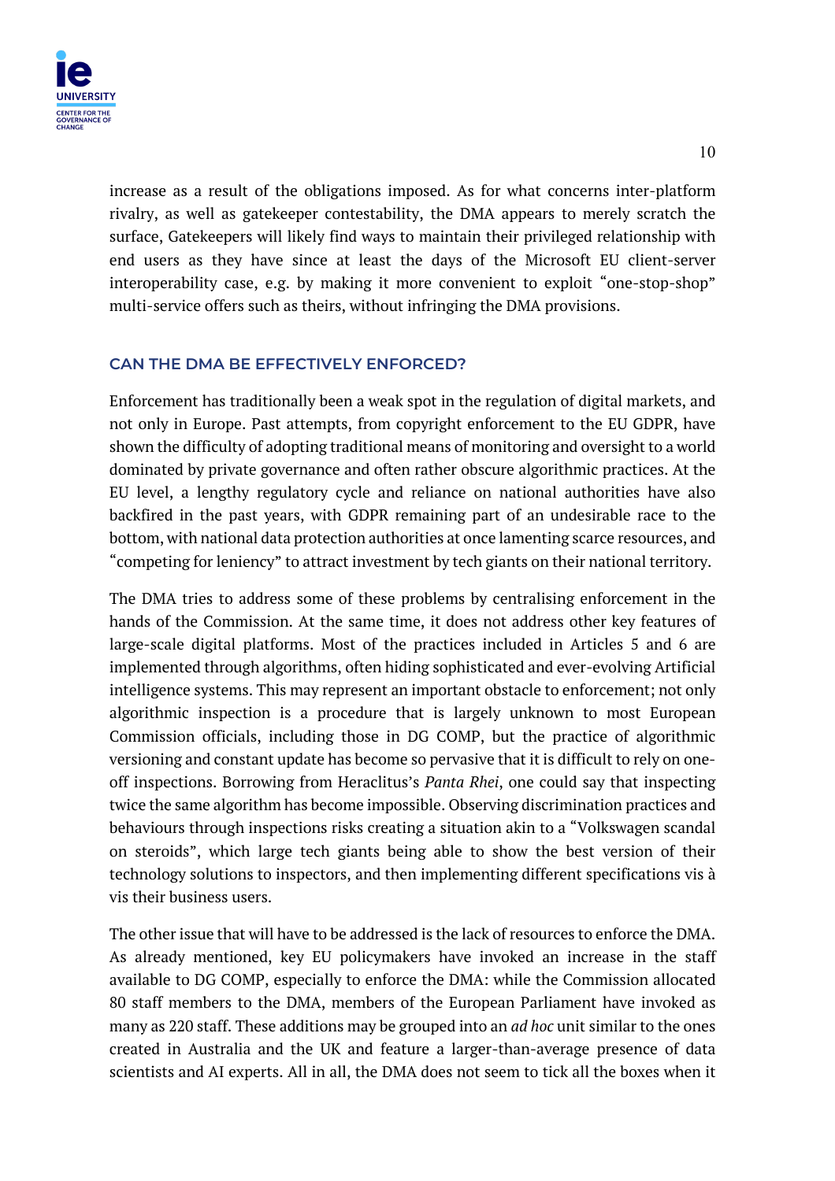increase as a result of the obligations imposed. As for what concerns inter-platform rivalry, as well as gatekeeper contestability, the DMA appears to merely scratch the surface, Gatekeepers will likely find ways to maintain their privileged relationship with end users as they have since at least the days of the Microsoft EU client-server interoperability case, e.g. by making it more convenient to exploit "one-stop-shop" multi-service offers such as theirs, without infringing the DMA provisions.

## CAN THE DMA BE EFFECTIVELY ENFORCED?

Enforcement has traditionally been a weak spot in the regulation of digital markets, and not only in Europe. Past attempts, from copyright enforcement to the EU GDPR, have shown the difficulty of adopting traditional means of monitoring and oversight to a world dominated by private governance and often rather obscure algorithmic practices. At the EU level, a lengthy regulatory cycle and reliance on national authorities have also backfired in the past years, with GDPR remaining part of an undesirable race to the bottom, with national data protection authorities at once lamenting scarce resources, and "competing for leniency" to attract investment by tech giants on their national territory.

The DMA tries to address some of these problems by centralising enforcement in the hands of the Commission. At the same time, it does not address other key features of large-scale digital platforms. Most of the practices included in Articles 5 and 6 are implemented through algorithms, often hiding sophisticated and ever-evolving Artificial intelligence systems. This may represent an important obstacle to enforcement; not only algorithmic inspection is a procedure that is largely unknown to most European Commission officials, including those in DG COMP, but the practice of algorithmic versioning and constant update has become so pervasive that it is difficult to rely on one-off inspections. Borrowing from Heraclitus's *Panta Rhei*, one could say that inspecting twice the same algorithm has become impossible. Observing discrimination practices and behaviours through inspections risks creating a situation akin to a "Volkswagen scandal on steroids", which large tech giants being able to show the best version of their technology solutions to inspectors, and then implementing different specifications vis à vis their business users.

The other issue that will have to be addressed is the lack of resources to enforce the DMA. As already mentioned, key EU policymakers have invoked an increase in the staff available to DG COMP, especially to enforce the DMA: while the Commission allocated 80 staff members to the DMA, members of the European Parliament have invoked as many as 220 staff. These additions may be grouped into an *ad hoc* unit similar to the ones created in Australia and the UK and feature a larger-than-average presence of data scientists and AI experts. All in all, the DMA does not seem to tick all the boxes when it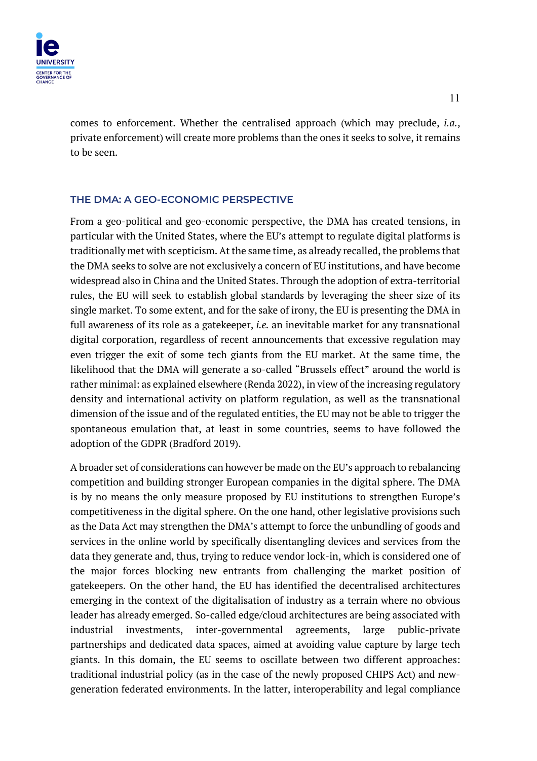comes to enforcement. Whether the centralised approach (which may preclude, *i.a.*, private enforcement) will create more problems than the ones it seeks to solve, it remains to be seen.

## THE DMA: A GEO-ECONOMIC PERSPECTIVE

From a geo-political and geo-economic perspective, the DMA has created tensions, in particular with the United States, where the EU's attempt to regulate digital platforms is traditionally met with scepticism. At the same time, as already recalled, the problems that the DMA seeks to solve are not exclusively a concern of EU institutions, and have become widespread also in China and the United States. Through the adoption of extra-territorial rules, the EU will seek to establish global standards by leveraging the sheer size of its single market. To some extent, and for the sake of irony, the EU is presenting the DMA in full awareness of its role as a gatekeeper, *i.e.* an inevitable market for any transnational digital corporation, regardless of recent announcements that excessive regulation may even trigger the exit of some tech giants from the EU market. At the same time, the likelihood that the DMA will generate a so-called "Brussels effect" around the world is rather minimal: as explained elsewhere (Renda 2022), in view of the increasing regulatory density and international activity on platform regulation, as well as the transnational dimension of the issue and of the regulated entities, the EU may not be able to trigger the spontaneous emulation that, at least in some countries, seems to have followed the adoption of the GDPR (Bradford 2019).

A broader set of considerations can however be made on the EU's approach to rebalancing competition and building stronger European companies in the digital sphere. The DMA is by no means the only measure proposed by EU institutions to strengthen Europe's competitiveness in the digital sphere. On the one hand, other legislative provisions such as the Data Act may strengthen the DMA's attempt to force the unbundling of goods and services in the online world by specifically disentangling devices and services from the data they generate and, thus, trying to reduce vendor lock-in, which is considered one of the major forces blocking new entrants from challenging the market position of gatekeepers. On the other hand, the EU has identified the decentralised architectures emerging in the context of the digitalisation of industry as a terrain where no obvious leader has already emerged. So-called edge/cloud architectures are being associated with industrial investments, inter-governmental agreements, large public-private partnerships and dedicated data spaces, aimed at avoiding value capture by large tech giants. In this domain, the EU seems to oscillate between two different approaches: traditional industrial policy (as in the case of the newly proposed CHIPS Act) and new-generation federated environments. In the latter, interoperability and legal compliance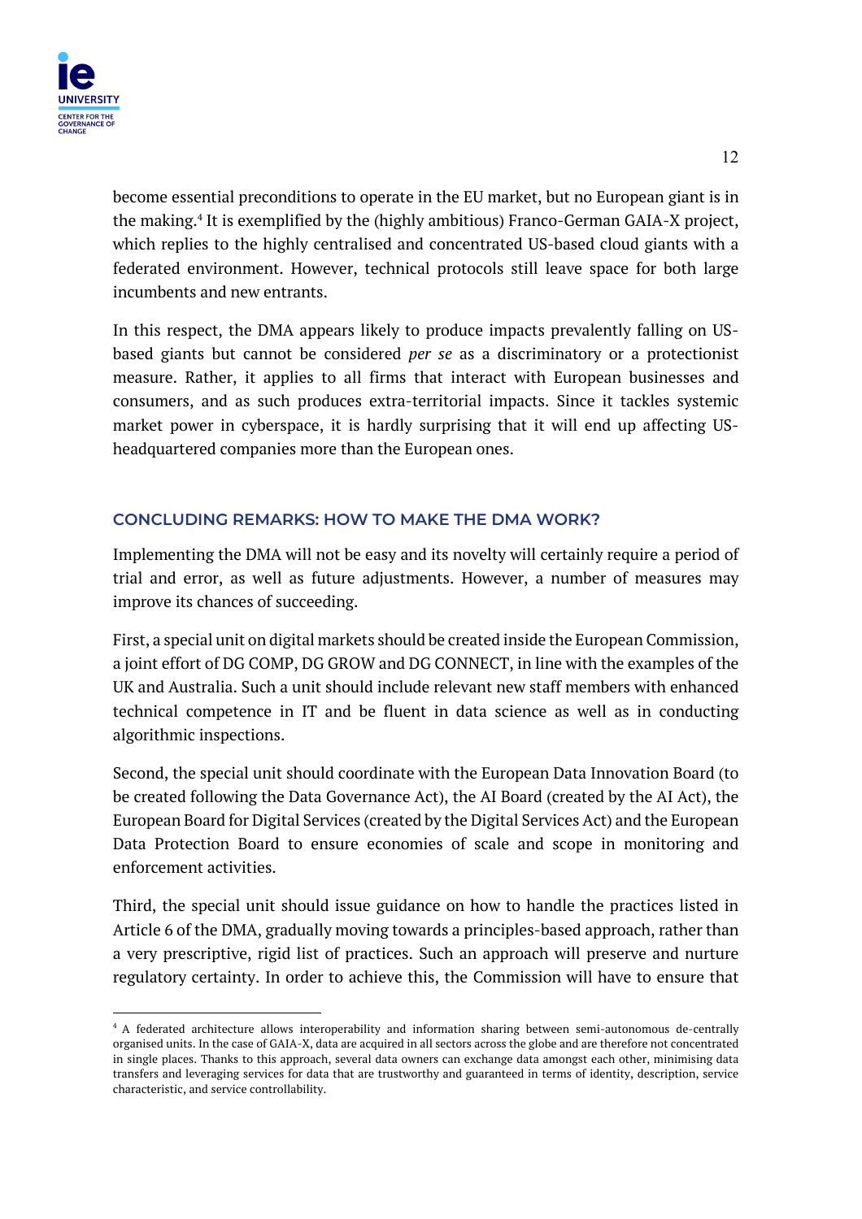become essential preconditions to operate in the EU market, but no European giant is in the making.[4] It is exemplified by the (highly ambitious) Franco-German GAIA-X project, which replies to the highly centralised and concentrated US-based cloud giants with a federated environment. However, technical protocols still leave space for both large incumbents and new entrants.

In this respect, the DMA appears likely to produce impacts prevalently falling on US-based giants but cannot be considered *per se* as a discriminatory or a protectionist measure. Rather, it applies to all firms that interact with European businesses and consumers, and as such produces extra-territorial impacts. Since it tackles systemic market power in cyberspace, it is hardly surprising that it will end up affecting US-headquartered companies more than the European ones.

## CONCLUDING REMARKS: HOW TO MAKE THE DMA WORK?

Implementing the DMA will not be easy and its novelty will certainly require a period of trial and error, as well as future adjustments. However, a number of measures may improve its chances of succeeding.

First, a special unit on digital markets should be created inside the European Commission, a joint effort of DG COMP, DG GROW and DG CONNECT, in line with the examples of the UK and Australia. Such a unit should include relevant new staff members with enhanced technical competence in IT and be fluent in data science as well as in conducting algorithmic inspections.

Second, the special unit should coordinate with the European Data Innovation Board (to be created following the Data Governance Act), the AI Board (created by the AI Act), the European Board for Digital Services (created by the Digital Services Act) and the European Data Protection Board to ensure economies of scale and scope in monitoring and enforcement activities.

Third, the special unit should issue guidance on how to handle the practices listed in Article 6 of the DMA, gradually moving towards a principles-based approach, rather than a very prescriptive, rigid list of practices. Such an approach will preserve and nurture regulatory certainty. In order to achieve this, the Commission will have to ensure that

[4] A federated architecture allows interoperability and information sharing between semi-autonomous de-centrally organised units. In the case of GAIA-X, data are acquired in all sectors across the globe and are therefore not concentrated in single places. Thanks to this approach, several data owners can exchange data amongst each other, minimising data transfers and leveraging services for data that are trustworthy and guaranteed in terms of identity, description, service characteristic, and service controllability.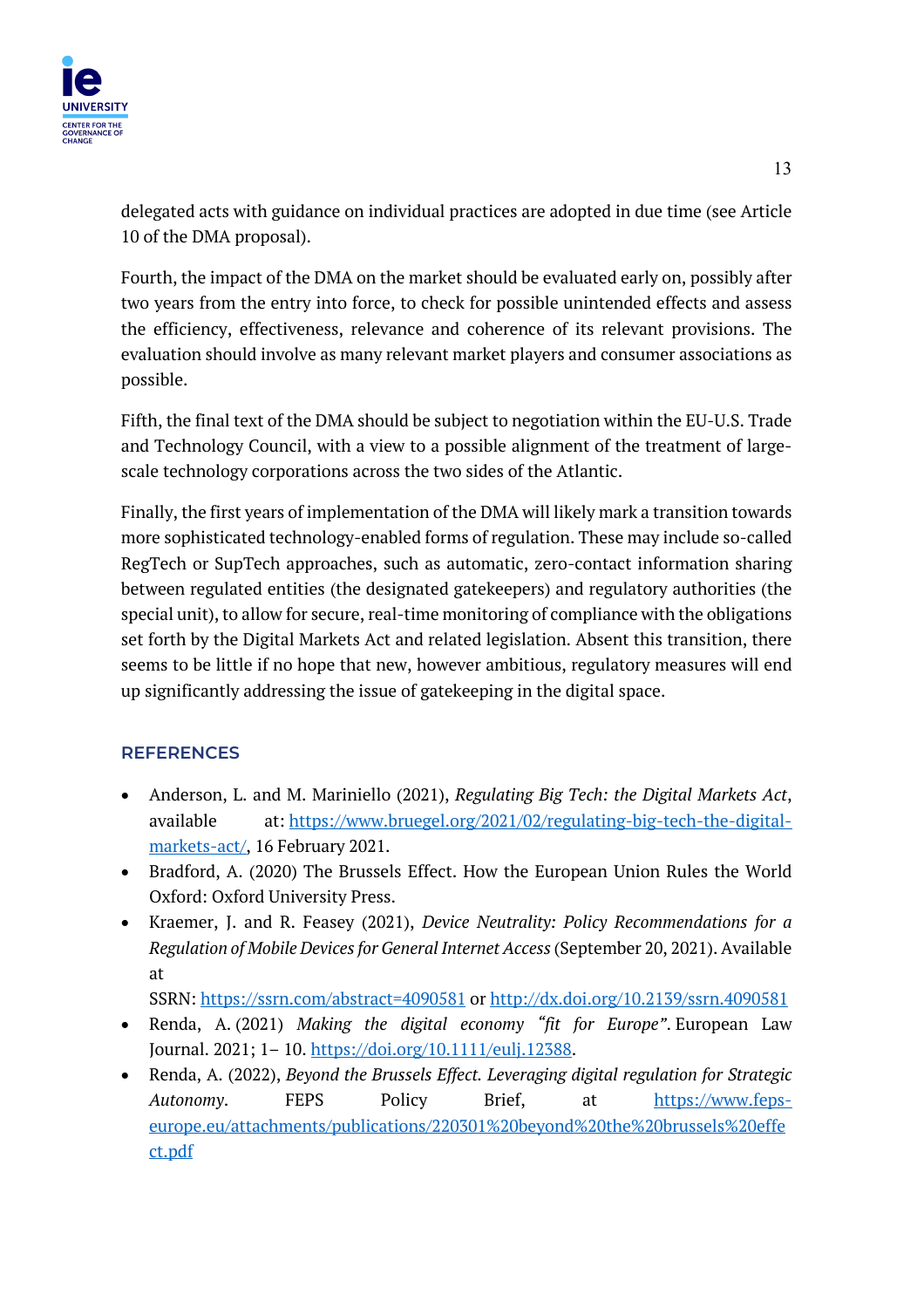delegated acts with guidance on individual practices are adopted in due time (see Article 10 of the DMA proposal).

Fourth, the impact of the DMA on the market should be evaluated early on, possibly after two years from the entry into force, to check for possible unintended effects and assess the efficiency, effectiveness, relevance and coherence of its relevant provisions. The evaluation should involve as many relevant market players and consumer associations as possible.

Fifth, the final text of the DMA should be subject to negotiation within the EU-U.S. Trade and Technology Council, with a view to a possible alignment of the treatment of large-scale technology corporations across the two sides of the Atlantic.

Finally, the first years of implementation of the DMA will likely mark a transition towards more sophisticated technology-enabled forms of regulation. These may include so-called RegTech or SupTech approaches, such as automatic, zero-contact information sharing between regulated entities (the designated gatekeepers) and regulatory authorities (the special unit), to allow for secure, real-time monitoring of compliance with the obligations set forth by the Digital Markets Act and related legislation. Absent this transition, there seems to be little if no hope that new, however ambitious, regulatory measures will end up significantly addressing the issue of gatekeeping in the digital space.

## REFERENCES

- Anderson, L. and M. Mariniello (2021), *Regulating Big Tech: the Digital Markets Act*, available at: https://www.bruegel.org/2021/02/regulating-big-tech-the-digital-markets-act/, 16 February 2021.
- Bradford, A. (2020) The Brussels Effect. How the European Union Rules the World Oxford: Oxford University Press.
- Kraemer, J. and R. Feasey (2021), *Device Neutrality: Policy Recommendations for a Regulation of Mobile Devices for General Internet Access* (September 20, 2021). Available at SSRN: https://ssrn.com/abstract=4090581 or http://dx.doi.org/10.2139/ssrn.4090581
- Renda, A. (2021) *Making the digital economy "fit for Europe"*. European Law Journal. 2021; 1– 10. https://doi.org/10.1111/eulj.12388.
- Renda, A. (2022), *Beyond the Brussels Effect. Leveraging digital regulation for Strategic Autonomy*. FEPS Policy Brief, at https://www.feps-europe.eu/attachments/publications/220301%20beyond%20the%20brussels%20effect.pdf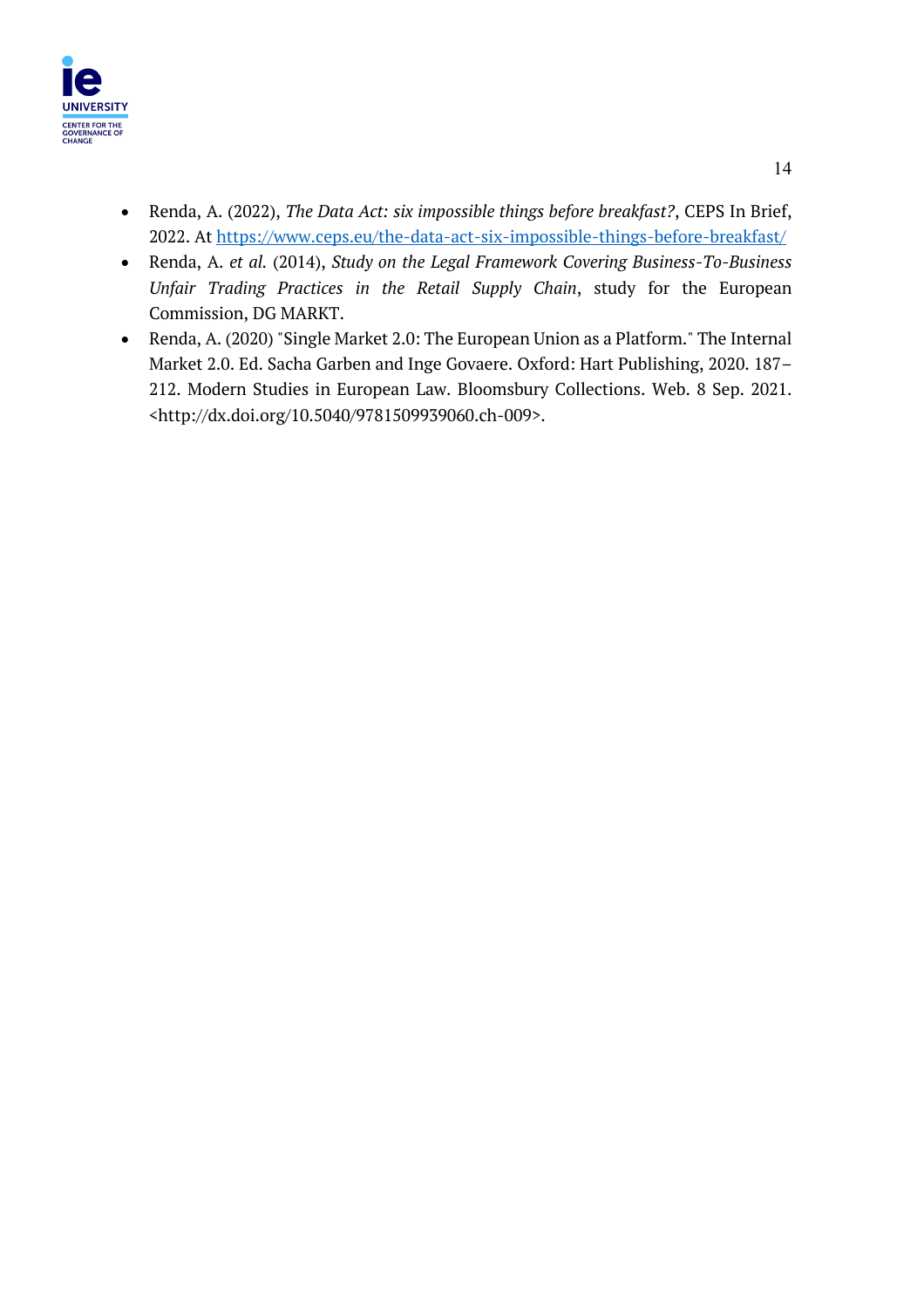- Renda, A. (2022), *The Data Act: six impossible things before breakfast?*, CEPS In Brief, 2022. At https://www.ceps.eu/the-data-act-six-impossible-things-before-breakfast/
- Renda, A. *et al.* (2014), *Study on the Legal Framework Covering Business-To-Business Unfair Trading Practices in the Retail Supply Chain*, study for the European Commission, DG MARKT.
- Renda, A. (2020) "Single Market 2.0: The European Union as a Platform." The Internal Market 2.0. Ed. Sacha Garben and Inge Govaere. Oxford: Hart Publishing, 2020. 187–212. Modern Studies in European Law. Bloomsbury Collections. Web. 8 Sep. 2021. <http://dx.doi.org/10.5040/9781509939060.ch-009>.